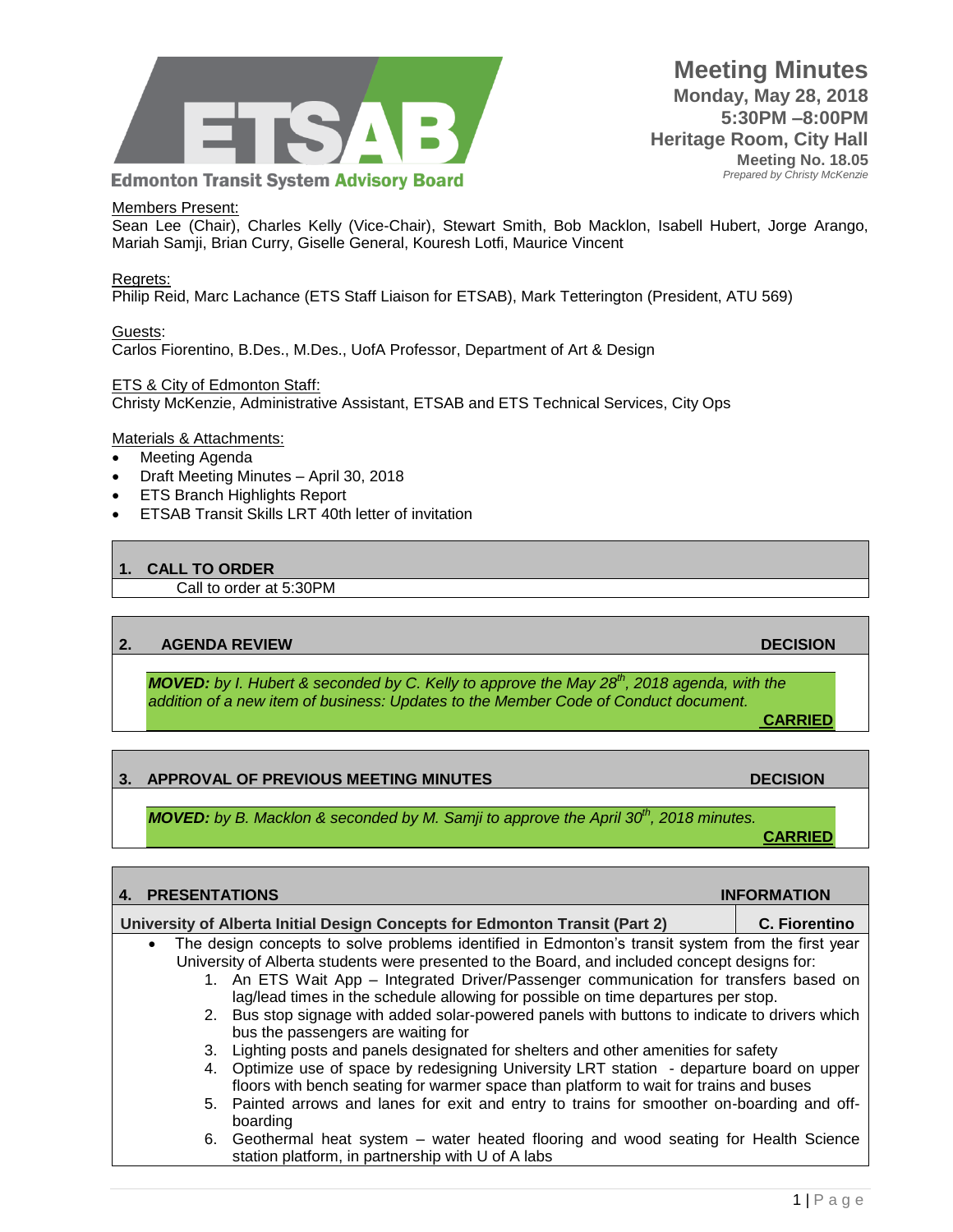**Edmonton Transit System Advisory Board**

# Meeting Minutes

**Monday, May 28, 2018**
**5:30PM –8:00PM**
**Heritage Room, City Hall**
**Meeting No. 18.05**
*Prepared by Christy McKenzie*

Members Present:
Sean Lee (Chair), Charles Kelly (Vice-Chair), Stewart Smith, Bob Macklon, Isabell Hubert, Jorge Arango, Mariah Samji, Brian Curry, Giselle General, Kouresh Lotfi, Maurice Vincent

Regrets:
Philip Reid, Marc Lachance (ETS Staff Liaison for ETSAB), Mark Tetterington (President, ATU 569)

Guests:
Carlos Fiorentino, B.Des., M.Des., UofA Professor, Department of Art & Design

ETS & City of Edmonton Staff:
Christy McKenzie, Administrative Assistant, ETSAB and ETS Technical Services, City Ops

Materials & Attachments:

- Meeting Agenda
- Draft Meeting Minutes – April 30, 2018
- ETS Branch Highlights Report
- ETSAB Transit Skills LRT 40th letter of invitation

## 1. CALL TO ORDER

Call to order at 5:30PM

## 2. AGENDA REVIEW — DECISION

***MOVED:** by I. Hubert & seconded by C. Kelly to approve the May 28th, 2018 agenda, with the addition of a new item of business: Updates to the Member Code of Conduct document.*

**CARRIED**

## 3. APPROVAL OF PREVIOUS MEETING MINUTES — DECISION

***MOVED:** by B. Macklon & seconded by M. Samji to approve the April 30th, 2018 minutes.*

**CARRIED**

## 4. PRESENTATIONS — INFORMATION

**University of Alberta Initial Design Concepts for Edmonton Transit (Part 2)** — **C. Fiorentino**

- The design concepts to solve problems identified in Edmonton's transit system from the first year University of Alberta students were presented to the Board, and included concept designs for:
  1. An ETS Wait App – Integrated Driver/Passenger communication for transfers based on lag/lead times in the schedule allowing for possible on time departures per stop.
  2. Bus stop signage with added solar-powered panels with buttons to indicate to drivers which bus the passengers are waiting for
  3. Lighting posts and panels designated for shelters and other amenities for safety
  4. Optimize use of space by redesigning University LRT station - departure board on upper floors with bench seating for warmer space than platform to wait for trains and buses
  5. Painted arrows and lanes for exit and entry to trains for smoother on-boarding and off-boarding
  6. Geothermal heat system – water heated flooring and wood seating for Health Science station platform, in partnership with U of A labs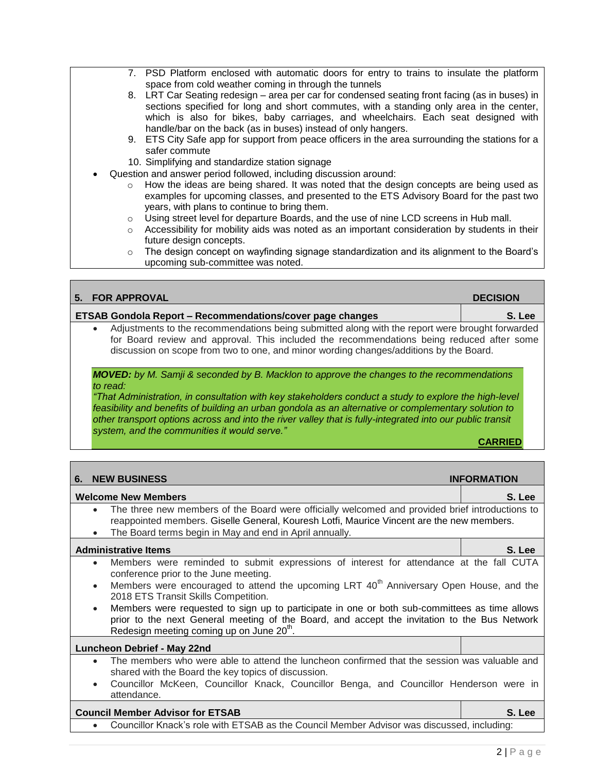7. PSD Platform enclosed with automatic doors for entry to trains to insulate the platform space from cold weather coming in through the tunnels
8. LRT Car Seating redesign – area per car for condensed seating front facing (as in buses) in sections specified for long and short commutes, with a standing only area in the center, which is also for bikes, baby carriages, and wheelchairs. Each seat designed with handle/bar on the back (as in buses) instead of only hangers.
9. ETS City Safe app for support from peace officers in the area surrounding the stations for a safer commute
10. Simplifying and standardize station signage

- Question and answer period followed, including discussion around:
  - How the ideas are being shared. It was noted that the design concepts are being used as examples for upcoming classes, and presented to the ETS Advisory Board for the past two years, with plans to continue to bring them.
  - Using street level for departure Boards, and the use of nine LCD screens in Hub mall.
  - Accessibility for mobility aids was noted as an important consideration by students in their future design concepts.
  - The design concept on wayfinding signage standardization and its alignment to the Board's upcoming sub-committee was noted.

## 5. FOR APPROVAL — DECISION

### ETSAB Gondola Report – Recommendations/cover page changes — S. Lee

- Adjustments to the recommendations being submitted along with the report were brought forwarded for Board review and approval. This included the recommendations being reduced after some discussion on scope from two to one, and minor wording changes/additions by the Board.

***MOVED:*** *by M. Samji & seconded by B. Macklon to approve the changes to the recommendations to read:*
*"That Administration, in consultation with key stakeholders conduct a study to explore the high-level feasibility and benefits of building an urban gondola as an alternative or complementary solution to other transport options across and into the river valley that is fully-integrated into our public transit system, and the communities it would serve."*

**CARRIED**

## 6. NEW BUSINESS — INFORMATION

### Welcome New Members — S. Lee

- The three new members of the Board were officially welcomed and provided brief introductions to reappointed members. Giselle General, Kouresh Lotfi, Maurice Vincent are the new members.
- The Board terms begin in May and end in April annually.

### Administrative Items — S. Lee

- Members were reminded to submit expressions of interest for attendance at the fall CUTA conference prior to the June meeting.
- Members were encouraged to attend the upcoming LRT 40th Anniversary Open House, and the 2018 ETS Transit Skills Competition.
- Members were requested to sign up to participate in one or both sub-committees as time allows prior to the next General meeting of the Board, and accept the invitation to the Bus Network Redesign meeting coming up on June 20th.

### Luncheon Debrief - May 22nd

- The members who were able to attend the luncheon confirmed that the session was valuable and shared with the Board the key topics of discussion.
- Councillor McKeen, Councillor Knack, Councillor Benga, and Councillor Henderson were in attendance.

### Council Member Advisor for ETSAB — S. Lee

- Councillor Knack's role with ETSAB as the Council Member Advisor was discussed, including: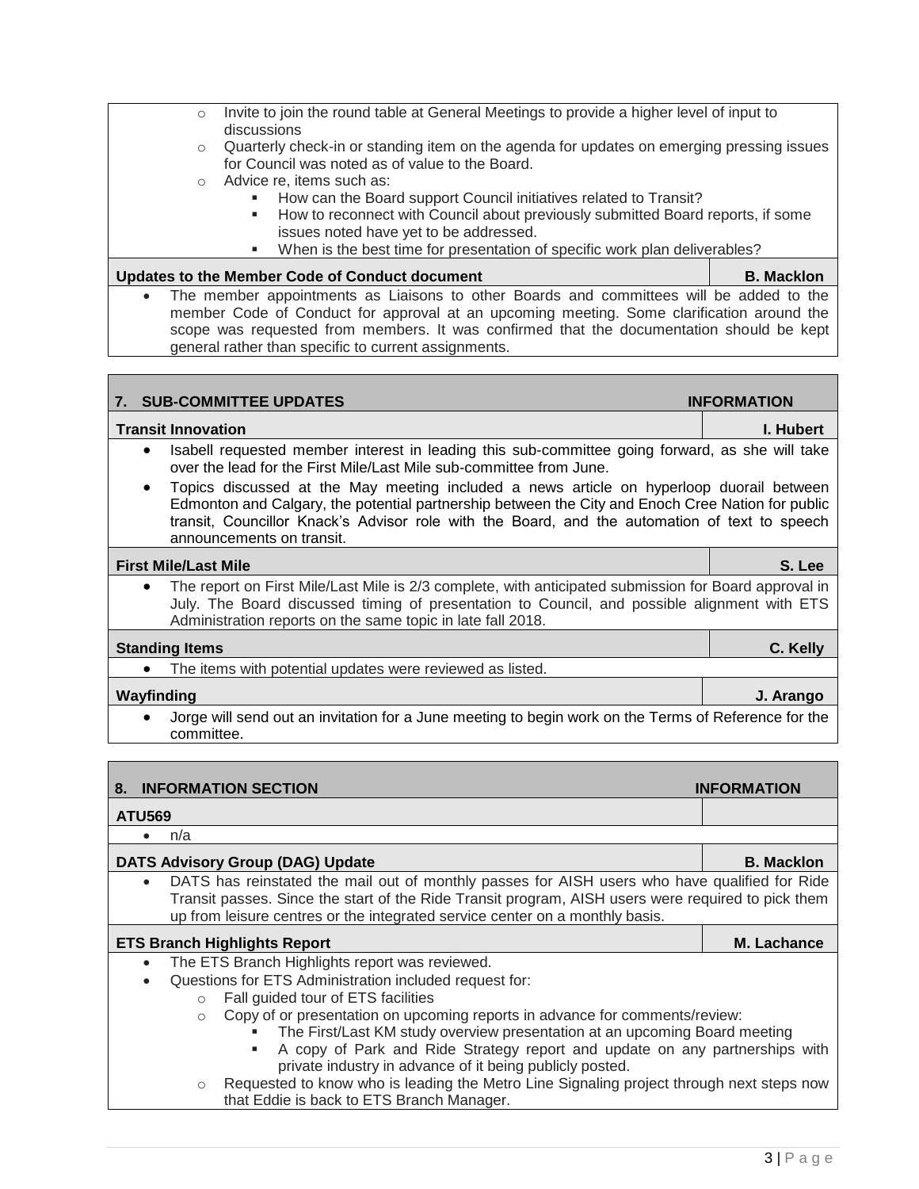- Invite to join the round table at General Meetings to provide a higher level of input to discussions
- Quarterly check-in or standing item on the agenda for updates on emerging pressing issues for Council was noted as of value to the Board.
- Advice re, items such as:
  - How can the Board support Council initiatives related to Transit?
  - How to reconnect with Council about previously submitted Board reports, if some issues noted have yet to be addressed.
  - When is the best time for presentation of specific work plan deliverables?

**Updates to the Member Code of Conduct document** — **B. Macklon**

- The member appointments as Liaisons to other Boards and committees will be added to the member Code of Conduct for approval at an upcoming meeting. Some clarification around the scope was requested from members. It was confirmed that the documentation should be kept general rather than specific to current assignments.

## 7. SUB-COMMITTEE UPDATES — INFORMATION

**Transit Innovation** — **I. Hubert**

- Isabell requested member interest in leading this sub-committee going forward, as she will take over the lead for the First Mile/Last Mile sub-committee from June.
- Topics discussed at the May meeting included a news article on hyperloop duorail between Edmonton and Calgary, the potential partnership between the City and Enoch Cree Nation for public transit, Councillor Knack's Advisor role with the Board, and the automation of text to speech announcements on transit.

**First Mile/Last Mile** — **S. Lee**

- The report on First Mile/Last Mile is 2/3 complete, with anticipated submission for Board approval in July. The Board discussed timing of presentation to Council, and possible alignment with ETS Administration reports on the same topic in late fall 2018.

**Standing Items** — **C. Kelly**

- The items with potential updates were reviewed as listed.

**Wayfinding** — **J. Arango**

- Jorge will send out an invitation for a June meeting to begin work on the Terms of Reference for the committee.

## 8. INFORMATION SECTION — INFORMATION

**ATU569**

- n/a

**DATS Advisory Group (DAG) Update** — **B. Macklon**

- DATS has reinstated the mail out of monthly passes for AISH users who have qualified for Ride Transit passes. Since the start of the Ride Transit program, AISH users were required to pick them up from leisure centres or the integrated service center on a monthly basis.

**ETS Branch Highlights Report** — **M. Lachance**

- The ETS Branch Highlights report was reviewed.
- Questions for ETS Administration included request for:
  - Fall guided tour of ETS facilities
  - Copy of or presentation on upcoming reports in advance for comments/review:
    - The First/Last KM study overview presentation at an upcoming Board meeting
    - A copy of Park and Ride Strategy report and update on any partnerships with private industry in advance of it being publicly posted.
  - Requested to know who is leading the Metro Line Signaling project through next steps now that Eddie is back to ETS Branch Manager.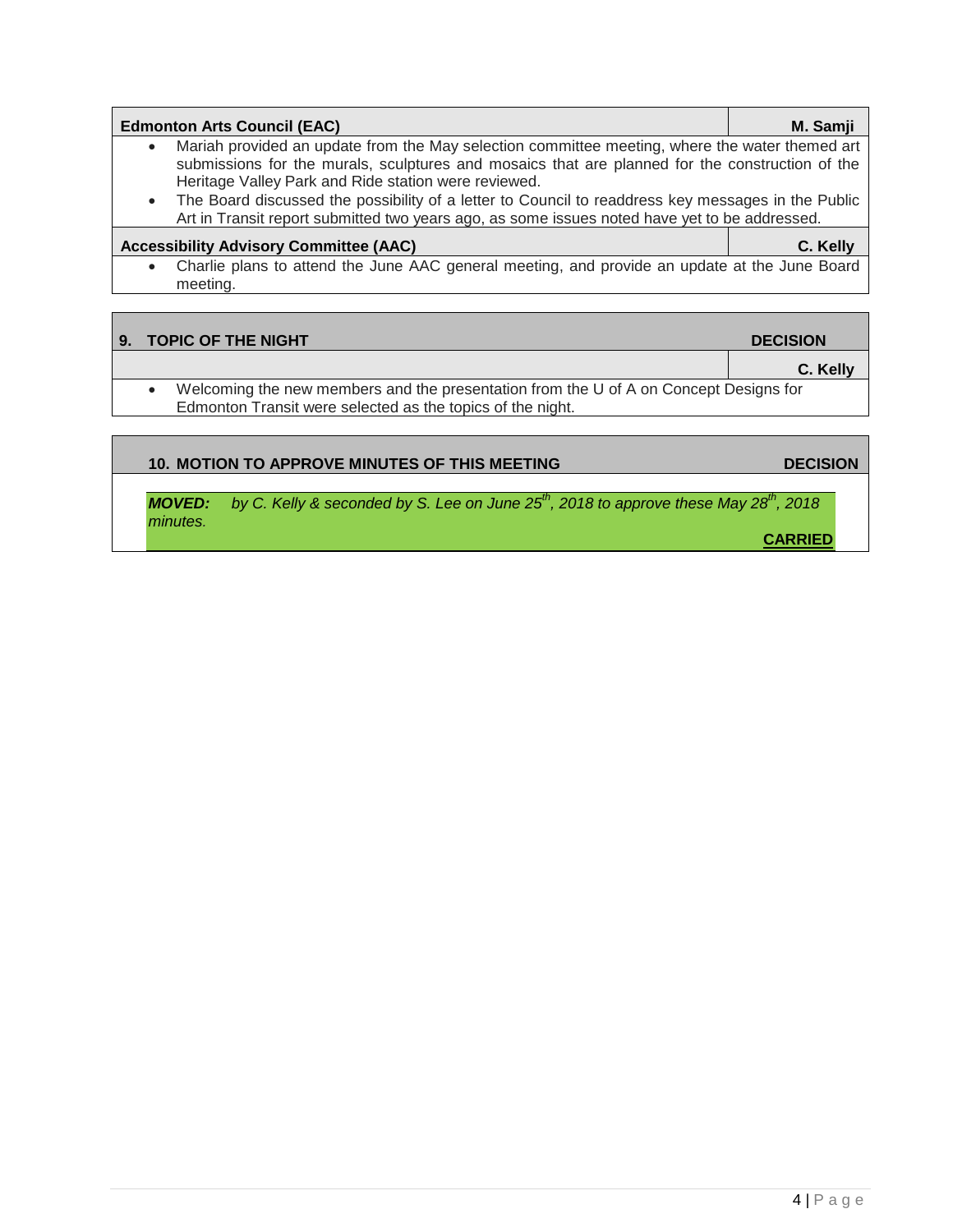| Edmonton Arts Council (EAC) | M. Samji |
|---|---|

- Mariah provided an update from the May selection committee meeting, where the water themed art submissions for the murals, sculptures and mosaics that are planned for the construction of the Heritage Valley Park and Ride station were reviewed.
- The Board discussed the possibility of a letter to Council to readdress key messages in the Public Art in Transit report submitted two years ago, as some issues noted have yet to be addressed.

| Accessibility Advisory Committee (AAC) | C. Kelly |
|---|---|

- Charlie plans to attend the June AAC general meeting, and provide an update at the June Board meeting.

| 9. TOPIC OF THE NIGHT | DECISION |
|---|---|
| | C. Kelly |

- Welcoming the new members and the presentation from the U of A on Concept Designs for Edmonton Transit were selected as the topics of the night.

| 10. MOTION TO APPROVE MINUTES OF THIS MEETING | DECISION |
|---|---|

***MOVED:*** *by C. Kelly & seconded by S. Lee on June 25th, 2018 to approve these May 28th, 2018 minutes.*

**CARRIED**